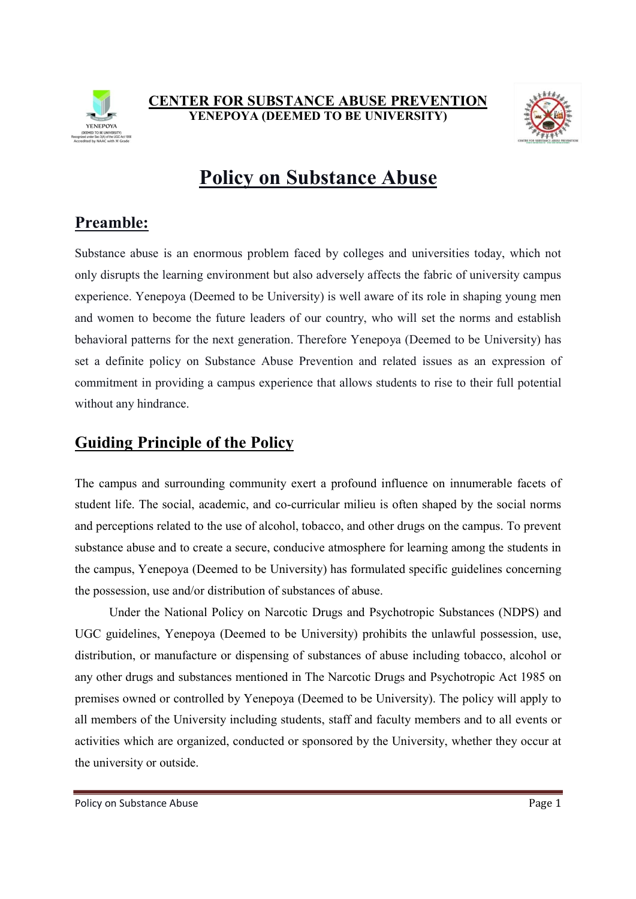**CENTER FOR SUBSTANCE ABUSE PREVENTION**
**YENEPOYA (DEEMED TO BE UNIVERSITY)**

# Policy on Substance Abuse

## Preamble:

Substance abuse is an enormous problem faced by colleges and universities today, which not only disrupts the learning environment but also adversely affects the fabric of university campus experience. Yenepoya (Deemed to be University) is well aware of its role in shaping young men and women to become the future leaders of our country, who will set the norms and establish behavioral patterns for the next generation. Therefore Yenepoya (Deemed to be University) has set a definite policy on Substance Abuse Prevention and related issues as an expression of commitment in providing a campus experience that allows students to rise to their full potential without any hindrance.

## Guiding Principle of the Policy

The campus and surrounding community exert a profound influence on innumerable facets of student life. The social, academic, and co-curricular milieu is often shaped by the social norms and perceptions related to the use of alcohol, tobacco, and other drugs on the campus. To prevent substance abuse and to create a secure, conducive atmosphere for learning among the students in the campus, Yenepoya (Deemed to be University) has formulated specific guidelines concerning the possession, use and/or distribution of substances of abuse.

Under the National Policy on Narcotic Drugs and Psychotropic Substances (NDPS) and UGC guidelines, Yenepoya (Deemed to be University) prohibits the unlawful possession, use, distribution, or manufacture or dispensing of substances of abuse including tobacco, alcohol or any other drugs and substances mentioned in The Narcotic Drugs and Psychotropic Act 1985 on premises owned or controlled by Yenepoya (Deemed to be University). The policy will apply to all members of the University including students, staff and faculty members and to all events or activities which are organized, conducted or sponsored by the University, whether they occur at the university or outside.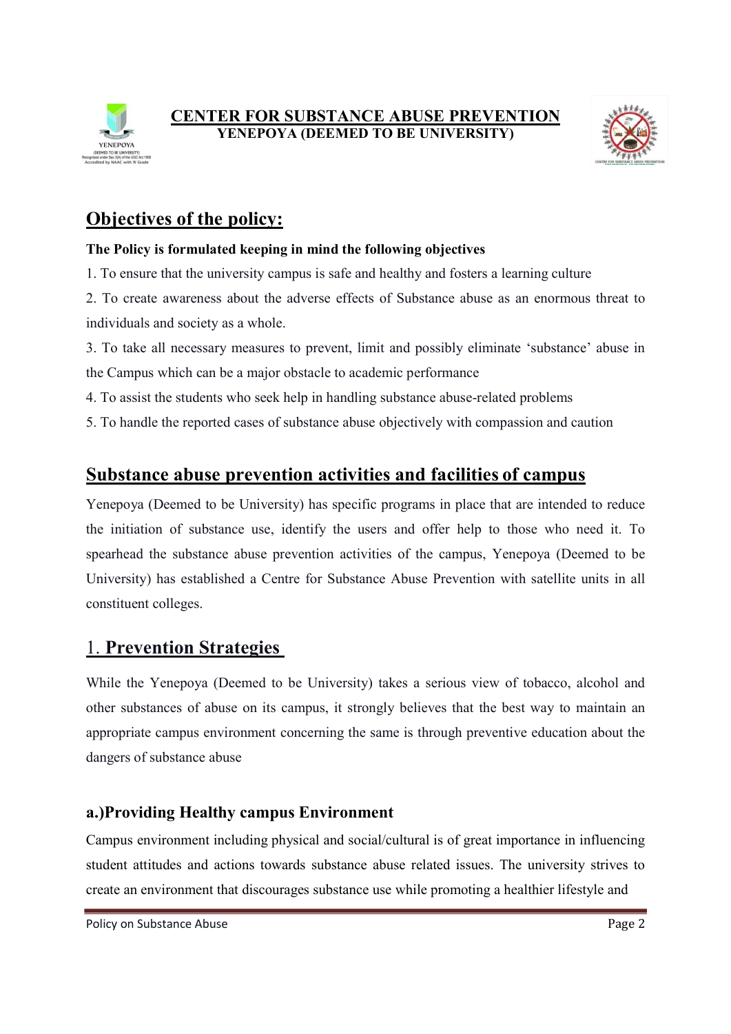## Objectives of the policy:

**The Policy is formulated keeping in mind the following objectives**

1. To ensure that the university campus is safe and healthy and fosters a learning culture
2. To create awareness about the adverse effects of Substance abuse as an enormous threat to individuals and society as a whole.
3. To take all necessary measures to prevent, limit and possibly eliminate 'substance' abuse in the Campus which can be a major obstacle to academic performance
4. To assist the students who seek help in handling substance abuse-related problems
5. To handle the reported cases of substance abuse objectively with compassion and caution

## Substance abuse prevention activities and facilities of campus

Yenepoya (Deemed to be University) has specific programs in place that are intended to reduce the initiation of substance use, identify the users and offer help to those who need it. To spearhead the substance abuse prevention activities of the campus, Yenepoya (Deemed to be University) has established a Centre for Substance Abuse Prevention with satellite units in all constituent colleges.

## 1. Prevention Strategies

While the Yenepoya (Deemed to be University) takes a serious view of tobacco, alcohol and other substances of abuse on its campus, it strongly believes that the best way to maintain an appropriate campus environment concerning the same is through preventive education about the dangers of substance abuse

### a.)Providing Healthy campus Environment

Campus environment including physical and social/cultural is of great importance in influencing student attitudes and actions towards substance abuse related issues. The university strives to create an environment that discourages substance use while promoting a healthier lifestyle and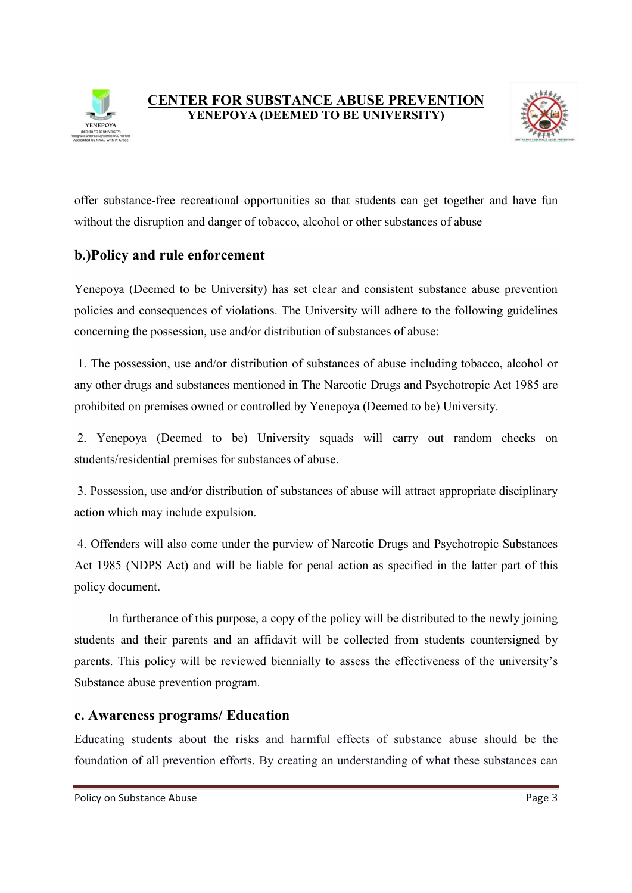offer substance-free recreational opportunities so that students can get together and have fun without the disruption and danger of tobacco, alcohol or other substances of abuse

## b.)Policy and rule enforcement

Yenepoya (Deemed to be University) has set clear and consistent substance abuse prevention policies and consequences of violations. The University will adhere to the following guidelines concerning the possession, use and/or distribution of substances of abuse:

1. The possession, use and/or distribution of substances of abuse including tobacco, alcohol or any other drugs and substances mentioned in The Narcotic Drugs and Psychotropic Act 1985 are prohibited on premises owned or controlled by Yenepoya (Deemed to be) University.

2. Yenepoya (Deemed to be) University squads will carry out random checks on students/residential premises for substances of abuse.

3. Possession, use and/or distribution of substances of abuse will attract appropriate disciplinary action which may include expulsion.

4. Offenders will also come under the purview of Narcotic Drugs and Psychotropic Substances Act 1985 (NDPS Act) and will be liable for penal action as specified in the latter part of this policy document.

In furtherance of this purpose, a copy of the policy will be distributed to the newly joining students and their parents and an affidavit will be collected from students countersigned by parents. This policy will be reviewed biennially to assess the effectiveness of the university's Substance abuse prevention program.

## c. Awareness programs/ Education

Educating students about the risks and harmful effects of substance abuse should be the foundation of all prevention efforts. By creating an understanding of what these substances can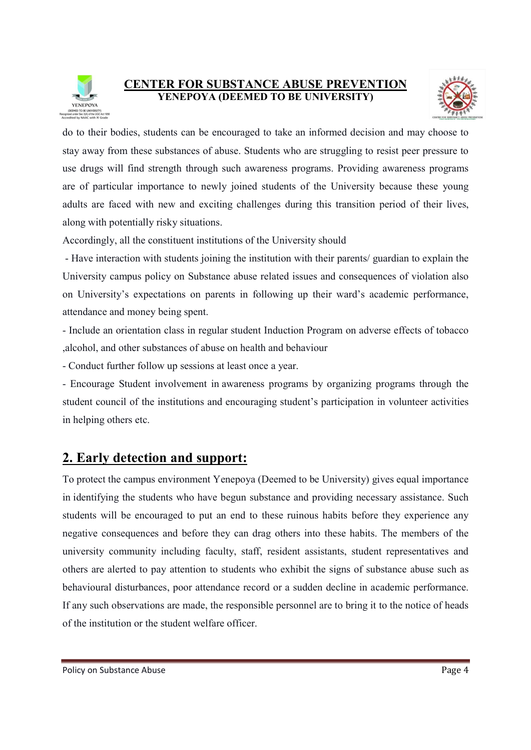do to their bodies, students can be encouraged to take an informed decision and may choose to stay away from these substances of abuse. Students who are struggling to resist peer pressure to use drugs will find strength through such awareness programs. Providing awareness programs are of particular importance to newly joined students of the University because these young adults are faced with new and exciting challenges during this transition period of their lives, along with potentially risky situations.

Accordingly, all the constituent institutions of the University should

- Have interaction with students joining the institution with their parents/ guardian to explain the University campus policy on Substance abuse related issues and consequences of violation also on University's expectations on parents in following up their ward's academic performance, attendance and money being spent.
- Include an orientation class in regular student Induction Program on adverse effects of tobacco ,alcohol, and other substances of abuse on health and behaviour
- Conduct further follow up sessions at least once a year.
- Encourage Student involvement in awareness programs by organizing programs through the student council of the institutions and encouraging student's participation in volunteer activities in helping others etc.

## 2. Early detection and support:

To protect the campus environment Yenepoya (Deemed to be University) gives equal importance in identifying the students who have begun substance and providing necessary assistance. Such students will be encouraged to put an end to these ruinous habits before they experience any negative consequences and before they can drag others into these habits. The members of the university community including faculty, staff, resident assistants, student representatives and others are alerted to pay attention to students who exhibit the signs of substance abuse such as behavioural disturbances, poor attendance record or a sudden decline in academic performance. If any such observations are made, the responsible personnel are to bring it to the notice of heads of the institution or the student welfare officer.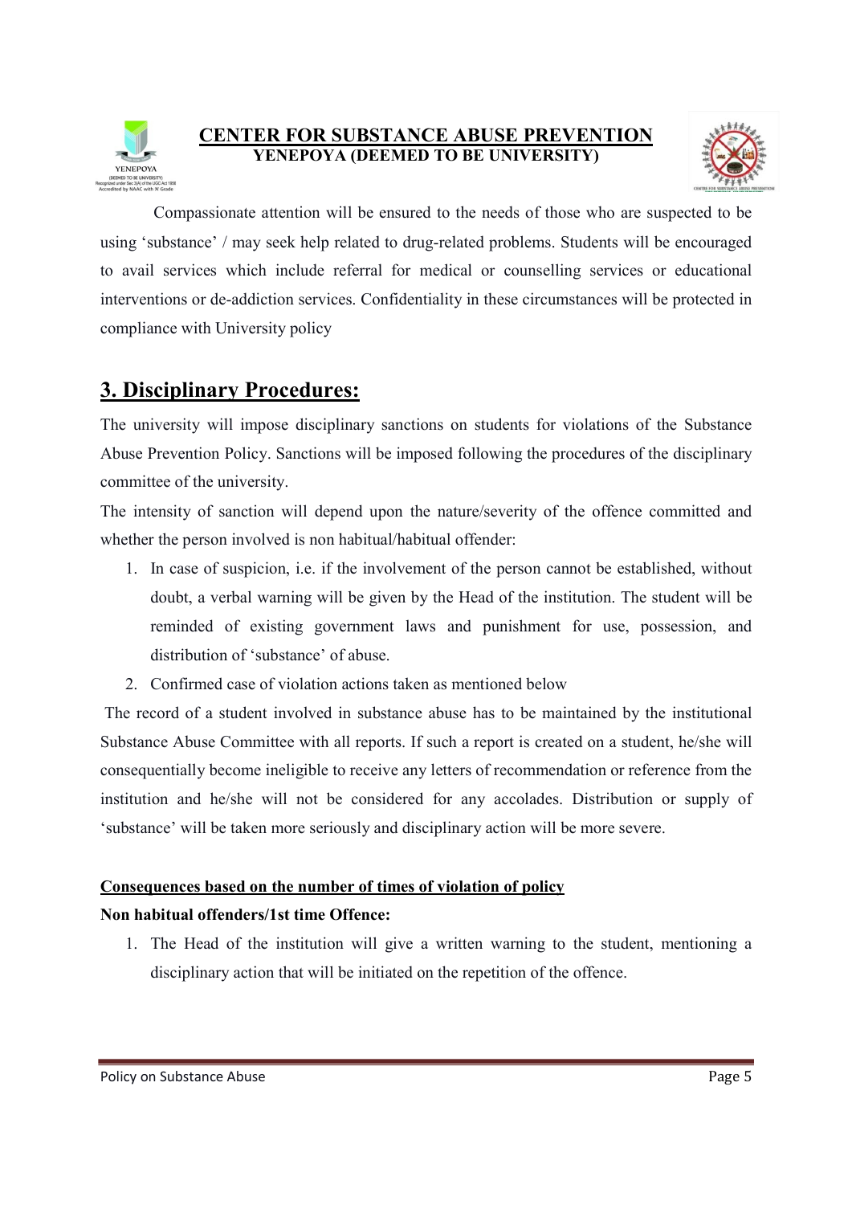Compassionate attention will be ensured to the needs of those who are suspected to be using 'substance' / may seek help related to drug-related problems. Students will be encouraged to avail services which include referral for medical or counselling services or educational interventions or de-addiction services. Confidentiality in these circumstances will be protected in compliance with University policy

## 3. Disciplinary Procedures:

The university will impose disciplinary sanctions on students for violations of the Substance Abuse Prevention Policy. Sanctions will be imposed following the procedures of the disciplinary committee of the university.

The intensity of sanction will depend upon the nature/severity of the offence committed and whether the person involved is non habitual/habitual offender:

1. In case of suspicion, i.e. if the involvement of the person cannot be established, without doubt, a verbal warning will be given by the Head of the institution. The student will be reminded of existing government laws and punishment for use, possession, and distribution of 'substance' of abuse.
2. Confirmed case of violation actions taken as mentioned below

The record of a student involved in substance abuse has to be maintained by the institutional Substance Abuse Committee with all reports. If such a report is created on a student, he/she will consequentially become ineligible to receive any letters of recommendation or reference from the institution and he/she will not be considered for any accolades. Distribution or supply of 'substance' will be taken more seriously and disciplinary action will be more severe.

**Consequences based on the number of times of violation of policy**

**Non habitual offenders/1st time Offence:**

1. The Head of the institution will give a written warning to the student, mentioning a disciplinary action that will be initiated on the repetition of the offence.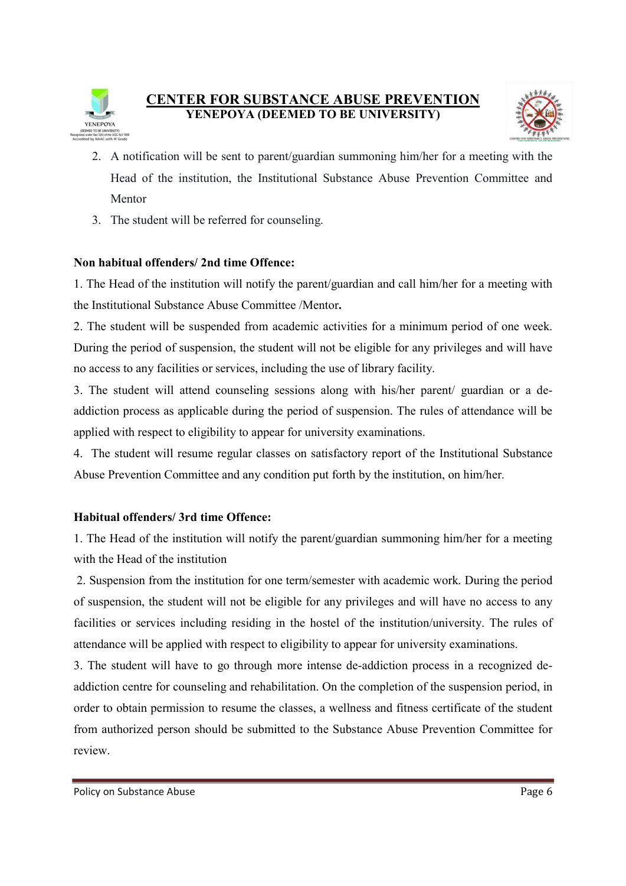2. A notification will be sent to parent/guardian summoning him/her for a meeting with the Head of the institution, the Institutional Substance Abuse Prevention Committee and Mentor
3. The student will be referred for counseling.

**Non habitual offenders/ 2nd time Offence:**

1. The Head of the institution will notify the parent/guardian and call him/her for a meeting with the Institutional Substance Abuse Committee /Mentor**.**

2. The student will be suspended from academic activities for a minimum period of one week. During the period of suspension, the student will not be eligible for any privileges and will have no access to any facilities or services, including the use of library facility.

3. The student will attend counseling sessions along with his/her parent/ guardian or a de-addiction process as applicable during the period of suspension. The rules of attendance will be applied with respect to eligibility to appear for university examinations.

4. The student will resume regular classes on satisfactory report of the Institutional Substance Abuse Prevention Committee and any condition put forth by the institution, on him/her.

**Habitual offenders/ 3rd time Offence:**

1. The Head of the institution will notify the parent/guardian summoning him/her for a meeting with the Head of the institution

2. Suspension from the institution for one term/semester with academic work. During the period of suspension, the student will not be eligible for any privileges and will have no access to any facilities or services including residing in the hostel of the institution/university. The rules of attendance will be applied with respect to eligibility to appear for university examinations.

3. The student will have to go through more intense de-addiction process in a recognized de-addiction centre for counseling and rehabilitation. On the completion of the suspension period, in order to obtain permission to resume the classes, a wellness and fitness certificate of the student from authorized person should be submitted to the Substance Abuse Prevention Committee for review.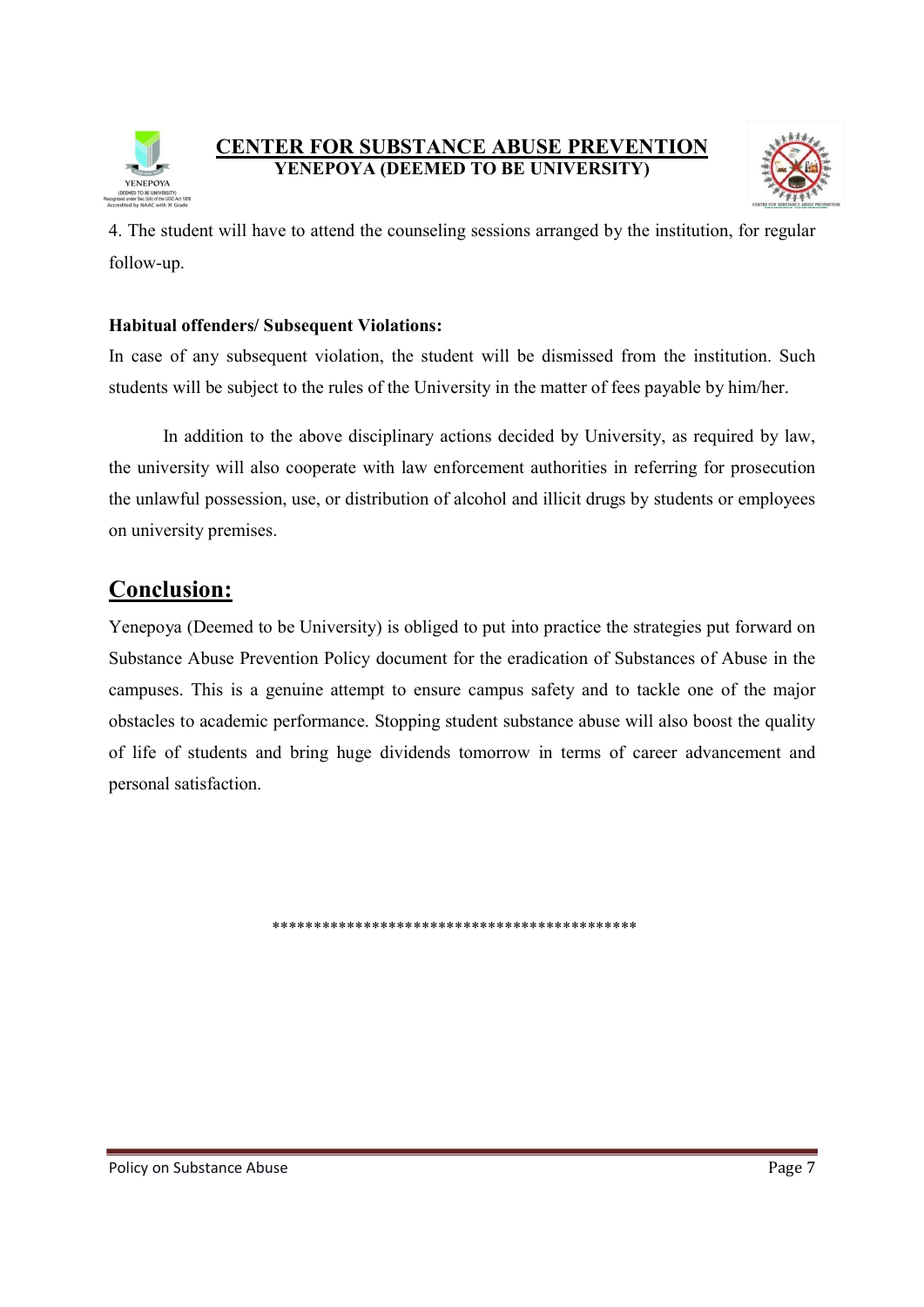4. The student will have to attend the counseling sessions arranged by the institution, for regular follow-up.

**Habitual offenders/ Subsequent Violations:**

In case of any subsequent violation, the student will be dismissed from the institution. Such students will be subject to the rules of the University in the matter of fees payable by him/her.

In addition to the above disciplinary actions decided by University, as required by law, the university will also cooperate with law enforcement authorities in referring for prosecution the unlawful possession, use, or distribution of alcohol and illicit drugs by students or employees on university premises.

## Conclusion:

Yenepoya (Deemed to be University) is obliged to put into practice the strategies put forward on Substance Abuse Prevention Policy document for the eradication of Substances of Abuse in the campuses. This is a genuine attempt to ensure campus safety and to tackle one of the major obstacles to academic performance. Stopping student substance abuse will also boost the quality of life of students and bring huge dividends tomorrow in terms of career advancement and personal satisfaction.

*******************************************